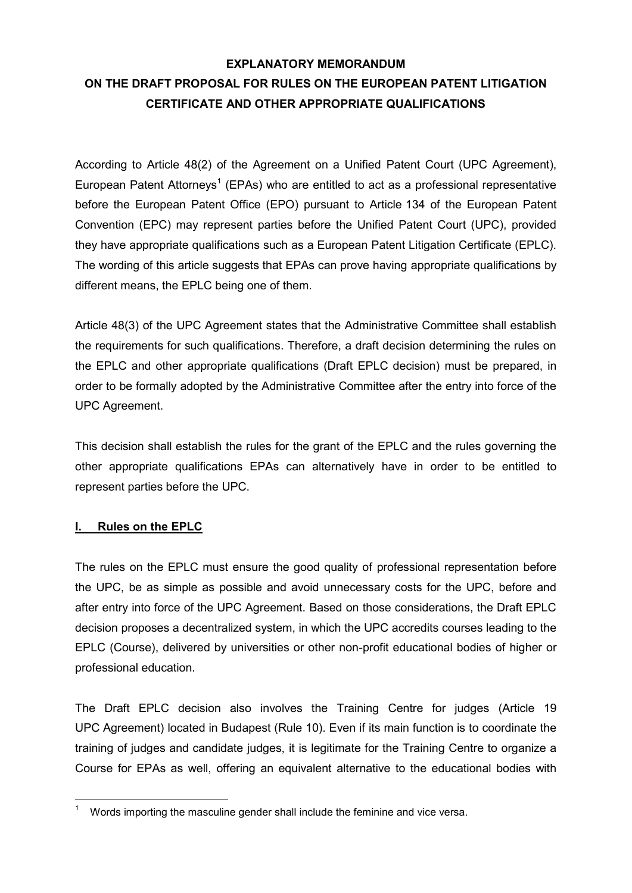# EXPLANATORY MEMORANDUM
# ON THE DRAFT PROPOSAL FOR RULES ON THE EUROPEAN PATENT LITIGATION CERTIFICATE AND OTHER APPROPRIATE QUALIFICATIONS

According to Article 48(2) of the Agreement on a Unified Patent Court (UPC Agreement), European Patent Attorneys[1] (EPAs) who are entitled to act as a professional representative before the European Patent Office (EPO) pursuant to Article 134 of the European Patent Convention (EPC) may represent parties before the Unified Patent Court (UPC), provided they have appropriate qualifications such as a European Patent Litigation Certificate (EPLC). The wording of this article suggests that EPAs can prove having appropriate qualifications by different means, the EPLC being one of them.

Article 48(3) of the UPC Agreement states that the Administrative Committee shall establish the requirements for such qualifications. Therefore, a draft decision determining the rules on the EPLC and other appropriate qualifications (Draft EPLC decision) must be prepared, in order to be formally adopted by the Administrative Committee after the entry into force of the UPC Agreement.

This decision shall establish the rules for the grant of the EPLC and the rules governing the other appropriate qualifications EPAs can alternatively have in order to be entitled to represent parties before the UPC.

## I. Rules on the EPLC

The rules on the EPLC must ensure the good quality of professional representation before the UPC, be as simple as possible and avoid unnecessary costs for the UPC, before and after entry into force of the UPC Agreement. Based on those considerations, the Draft EPLC decision proposes a decentralized system, in which the UPC accredits courses leading to the EPLC (Course), delivered by universities or other non-profit educational bodies of higher or professional education.

The Draft EPLC decision also involves the Training Centre for judges (Article 19 UPC Agreement) located in Budapest (Rule 10). Even if its main function is to coordinate the training of judges and candidate judges, it is legitimate for the Training Centre to organize a Course for EPAs as well, offering an equivalent alternative to the educational bodies with

[1] Words importing the masculine gender shall include the feminine and vice versa.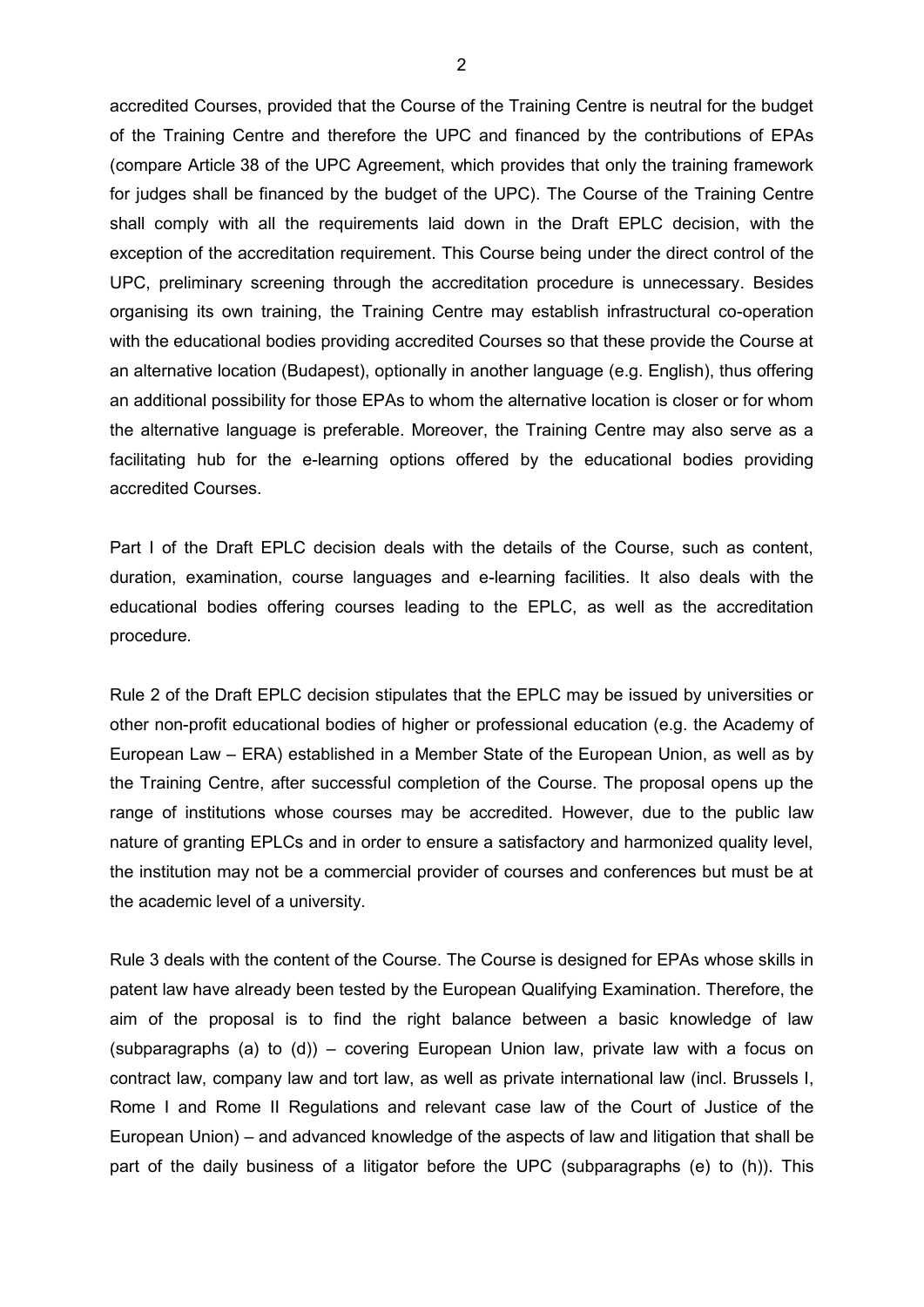accredited Courses, provided that the Course of the Training Centre is neutral for the budget of the Training Centre and therefore the UPC and financed by the contributions of EPAs (compare Article 38 of the UPC Agreement, which provides that only the training framework for judges shall be financed by the budget of the UPC). The Course of the Training Centre shall comply with all the requirements laid down in the Draft EPLC decision, with the exception of the accreditation requirement. This Course being under the direct control of the UPC, preliminary screening through the accreditation procedure is unnecessary. Besides organising its own training, the Training Centre may establish infrastructural co-operation with the educational bodies providing accredited Courses so that these provide the Course at an alternative location (Budapest), optionally in another language (e.g. English), thus offering an additional possibility for those EPAs to whom the alternative location is closer or for whom the alternative language is preferable. Moreover, the Training Centre may also serve as a facilitating hub for the e-learning options offered by the educational bodies providing accredited Courses.

Part I of the Draft EPLC decision deals with the details of the Course, such as content, duration, examination, course languages and e-learning facilities. It also deals with the educational bodies offering courses leading to the EPLC, as well as the accreditation procedure.

Rule 2 of the Draft EPLC decision stipulates that the EPLC may be issued by universities or other non-profit educational bodies of higher or professional education (e.g. the Academy of European Law – ERA) established in a Member State of the European Union, as well as by the Training Centre, after successful completion of the Course. The proposal opens up the range of institutions whose courses may be accredited. However, due to the public law nature of granting EPLCs and in order to ensure a satisfactory and harmonized quality level, the institution may not be a commercial provider of courses and conferences but must be at the academic level of a university.

Rule 3 deals with the content of the Course. The Course is designed for EPAs whose skills in patent law have already been tested by the European Qualifying Examination. Therefore, the aim of the proposal is to find the right balance between a basic knowledge of law (subparagraphs (a) to (d)) – covering European Union law, private law with a focus on contract law, company law and tort law, as well as private international law (incl. Brussels I, Rome I and Rome II Regulations and relevant case law of the Court of Justice of the European Union) – and advanced knowledge of the aspects of law and litigation that shall be part of the daily business of a litigator before the UPC (subparagraphs (e) to (h)). This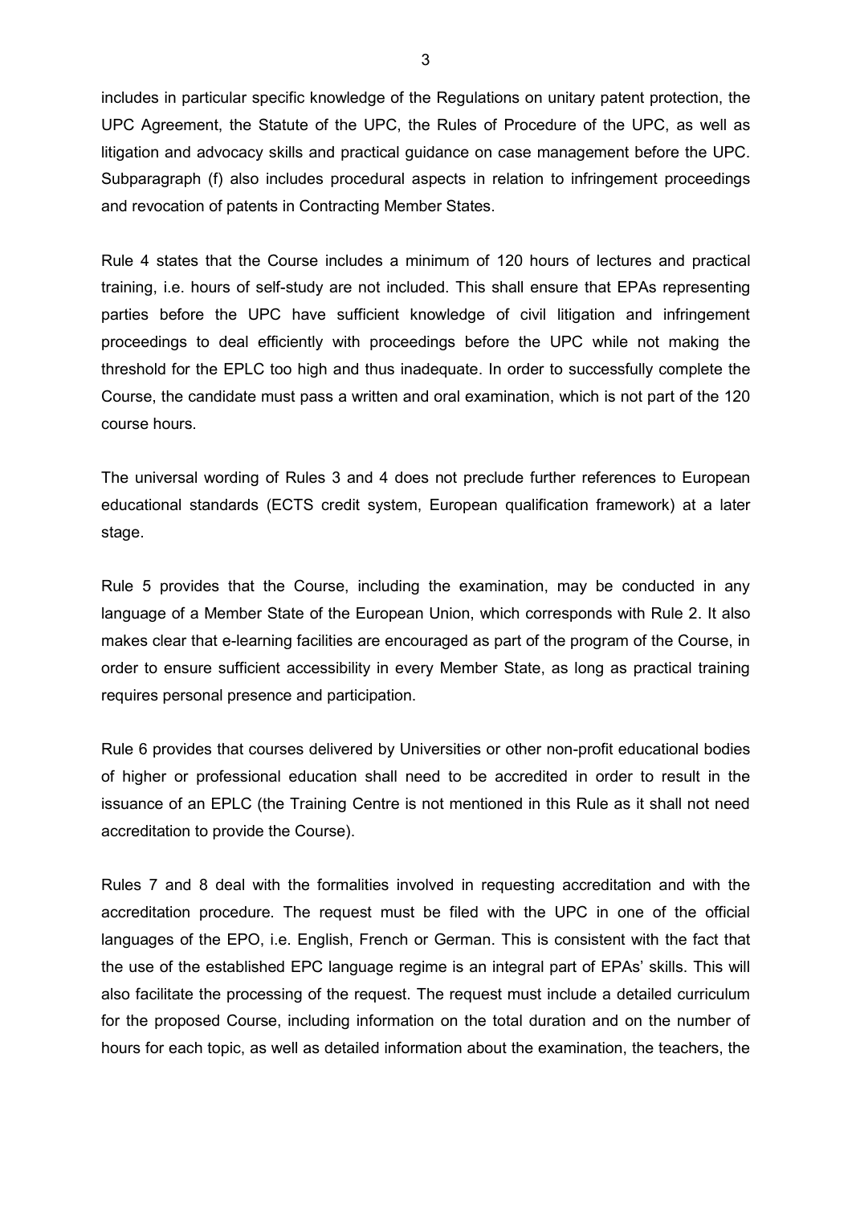includes in particular specific knowledge of the Regulations on unitary patent protection, the UPC Agreement, the Statute of the UPC, the Rules of Procedure of the UPC, as well as litigation and advocacy skills and practical guidance on case management before the UPC. Subparagraph (f) also includes procedural aspects in relation to infringement proceedings and revocation of patents in Contracting Member States.

Rule 4 states that the Course includes a minimum of 120 hours of lectures and practical training, i.e. hours of self-study are not included. This shall ensure that EPAs representing parties before the UPC have sufficient knowledge of civil litigation and infringement proceedings to deal efficiently with proceedings before the UPC while not making the threshold for the EPLC too high and thus inadequate. In order to successfully complete the Course, the candidate must pass a written and oral examination, which is not part of the 120 course hours.

The universal wording of Rules 3 and 4 does not preclude further references to European educational standards (ECTS credit system, European qualification framework) at a later stage.

Rule 5 provides that the Course, including the examination, may be conducted in any language of a Member State of the European Union, which corresponds with Rule 2. It also makes clear that e-learning facilities are encouraged as part of the program of the Course, in order to ensure sufficient accessibility in every Member State, as long as practical training requires personal presence and participation.

Rule 6 provides that courses delivered by Universities or other non-profit educational bodies of higher or professional education shall need to be accredited in order to result in the issuance of an EPLC (the Training Centre is not mentioned in this Rule as it shall not need accreditation to provide the Course).

Rules 7 and 8 deal with the formalities involved in requesting accreditation and with the accreditation procedure. The request must be filed with the UPC in one of the official languages of the EPO, i.e. English, French or German. This is consistent with the fact that the use of the established EPC language regime is an integral part of EPAs' skills. This will also facilitate the processing of the request. The request must include a detailed curriculum for the proposed Course, including information on the total duration and on the number of hours for each topic, as well as detailed information about the examination, the teachers, the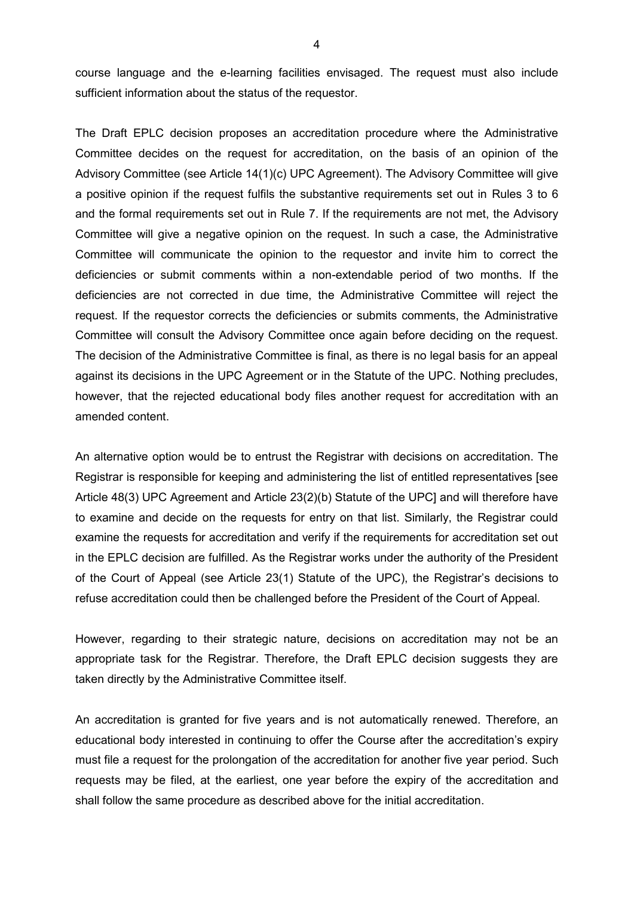course language and the e-learning facilities envisaged. The request must also include sufficient information about the status of the requestor.

The Draft EPLC decision proposes an accreditation procedure where the Administrative Committee decides on the request for accreditation, on the basis of an opinion of the Advisory Committee (see Article 14(1)(c) UPC Agreement). The Advisory Committee will give a positive opinion if the request fulfils the substantive requirements set out in Rules 3 to 6 and the formal requirements set out in Rule 7. If the requirements are not met, the Advisory Committee will give a negative opinion on the request. In such a case, the Administrative Committee will communicate the opinion to the requestor and invite him to correct the deficiencies or submit comments within a non-extendable period of two months. If the deficiencies are not corrected in due time, the Administrative Committee will reject the request. If the requestor corrects the deficiencies or submits comments, the Administrative Committee will consult the Advisory Committee once again before deciding on the request. The decision of the Administrative Committee is final, as there is no legal basis for an appeal against its decisions in the UPC Agreement or in the Statute of the UPC. Nothing precludes, however, that the rejected educational body files another request for accreditation with an amended content.

An alternative option would be to entrust the Registrar with decisions on accreditation. The Registrar is responsible for keeping and administering the list of entitled representatives [see Article 48(3) UPC Agreement and Article 23(2)(b) Statute of the UPC] and will therefore have to examine and decide on the requests for entry on that list. Similarly, the Registrar could examine the requests for accreditation and verify if the requirements for accreditation set out in the EPLC decision are fulfilled. As the Registrar works under the authority of the President of the Court of Appeal (see Article 23(1) Statute of the UPC), the Registrar's decisions to refuse accreditation could then be challenged before the President of the Court of Appeal.

However, regarding to their strategic nature, decisions on accreditation may not be an appropriate task for the Registrar. Therefore, the Draft EPLC decision suggests they are taken directly by the Administrative Committee itself.

An accreditation is granted for five years and is not automatically renewed. Therefore, an educational body interested in continuing to offer the Course after the accreditation's expiry must file a request for the prolongation of the accreditation for another five year period. Such requests may be filed, at the earliest, one year before the expiry of the accreditation and shall follow the same procedure as described above for the initial accreditation.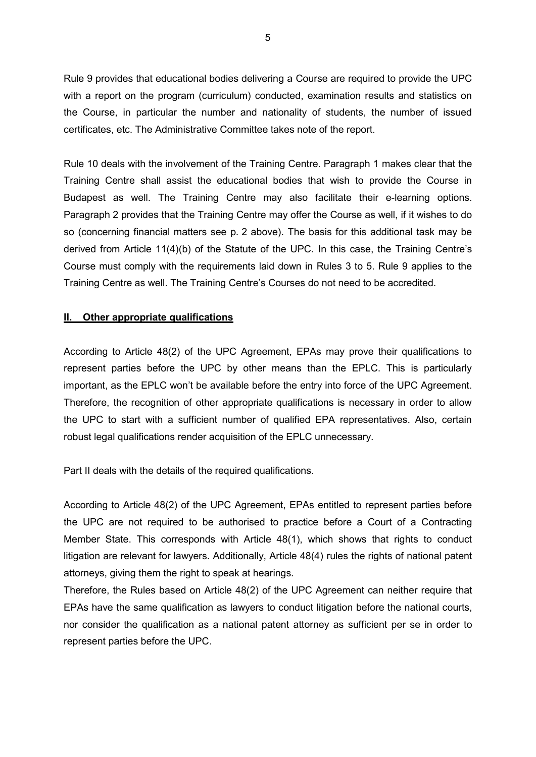Rule 9 provides that educational bodies delivering a Course are required to provide the UPC with a report on the program (curriculum) conducted, examination results and statistics on the Course, in particular the number and nationality of students, the number of issued certificates, etc. The Administrative Committee takes note of the report.

Rule 10 deals with the involvement of the Training Centre. Paragraph 1 makes clear that the Training Centre shall assist the educational bodies that wish to provide the Course in Budapest as well. The Training Centre may also facilitate their e-learning options. Paragraph 2 provides that the Training Centre may offer the Course as well, if it wishes to do so (concerning financial matters see p. 2 above). The basis for this additional task may be derived from Article 11(4)(b) of the Statute of the UPC. In this case, the Training Centre's Course must comply with the requirements laid down in Rules 3 to 5. Rule 9 applies to the Training Centre as well. The Training Centre's Courses do not need to be accredited.

## II. Other appropriate qualifications

According to Article 48(2) of the UPC Agreement, EPAs may prove their qualifications to represent parties before the UPC by other means than the EPLC. This is particularly important, as the EPLC won't be available before the entry into force of the UPC Agreement. Therefore, the recognition of other appropriate qualifications is necessary in order to allow the UPC to start with a sufficient number of qualified EPA representatives. Also, certain robust legal qualifications render acquisition of the EPLC unnecessary.

Part II deals with the details of the required qualifications.

According to Article 48(2) of the UPC Agreement, EPAs entitled to represent parties before the UPC are not required to be authorised to practice before a Court of a Contracting Member State. This corresponds with Article 48(1), which shows that rights to conduct litigation are relevant for lawyers. Additionally, Article 48(4) rules the rights of national patent attorneys, giving them the right to speak at hearings.

Therefore, the Rules based on Article 48(2) of the UPC Agreement can neither require that EPAs have the same qualification as lawyers to conduct litigation before the national courts, nor consider the qualification as a national patent attorney as sufficient per se in order to represent parties before the UPC.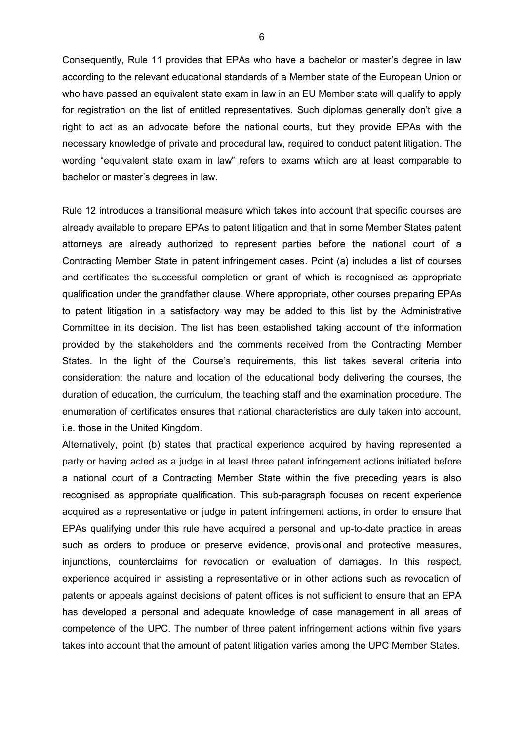Consequently, Rule 11 provides that EPAs who have a bachelor or master's degree in law according to the relevant educational standards of a Member state of the European Union or who have passed an equivalent state exam in law in an EU Member state will qualify to apply for registration on the list of entitled representatives. Such diplomas generally don't give a right to act as an advocate before the national courts, but they provide EPAs with the necessary knowledge of private and procedural law, required to conduct patent litigation. The wording "equivalent state exam in law" refers to exams which are at least comparable to bachelor or master's degrees in law.

Rule 12 introduces a transitional measure which takes into account that specific courses are already available to prepare EPAs to patent litigation and that in some Member States patent attorneys are already authorized to represent parties before the national court of a Contracting Member State in patent infringement cases. Point (a) includes a list of courses and certificates the successful completion or grant of which is recognised as appropriate qualification under the grandfather clause. Where appropriate, other courses preparing EPAs to patent litigation in a satisfactory way may be added to this list by the Administrative Committee in its decision. The list has been established taking account of the information provided by the stakeholders and the comments received from the Contracting Member States. In the light of the Course's requirements, this list takes several criteria into consideration: the nature and location of the educational body delivering the courses, the duration of education, the curriculum, the teaching staff and the examination procedure. The enumeration of certificates ensures that national characteristics are duly taken into account, i.e. those in the United Kingdom.

Alternatively, point (b) states that practical experience acquired by having represented a party or having acted as a judge in at least three patent infringement actions initiated before a national court of a Contracting Member State within the five preceding years is also recognised as appropriate qualification. This sub-paragraph focuses on recent experience acquired as a representative or judge in patent infringement actions, in order to ensure that EPAs qualifying under this rule have acquired a personal and up-to-date practice in areas such as orders to produce or preserve evidence, provisional and protective measures, injunctions, counterclaims for revocation or evaluation of damages. In this respect, experience acquired in assisting a representative or in other actions such as revocation of patents or appeals against decisions of patent offices is not sufficient to ensure that an EPA has developed a personal and adequate knowledge of case management in all areas of competence of the UPC. The number of three patent infringement actions within five years takes into account that the amount of patent litigation varies among the UPC Member States.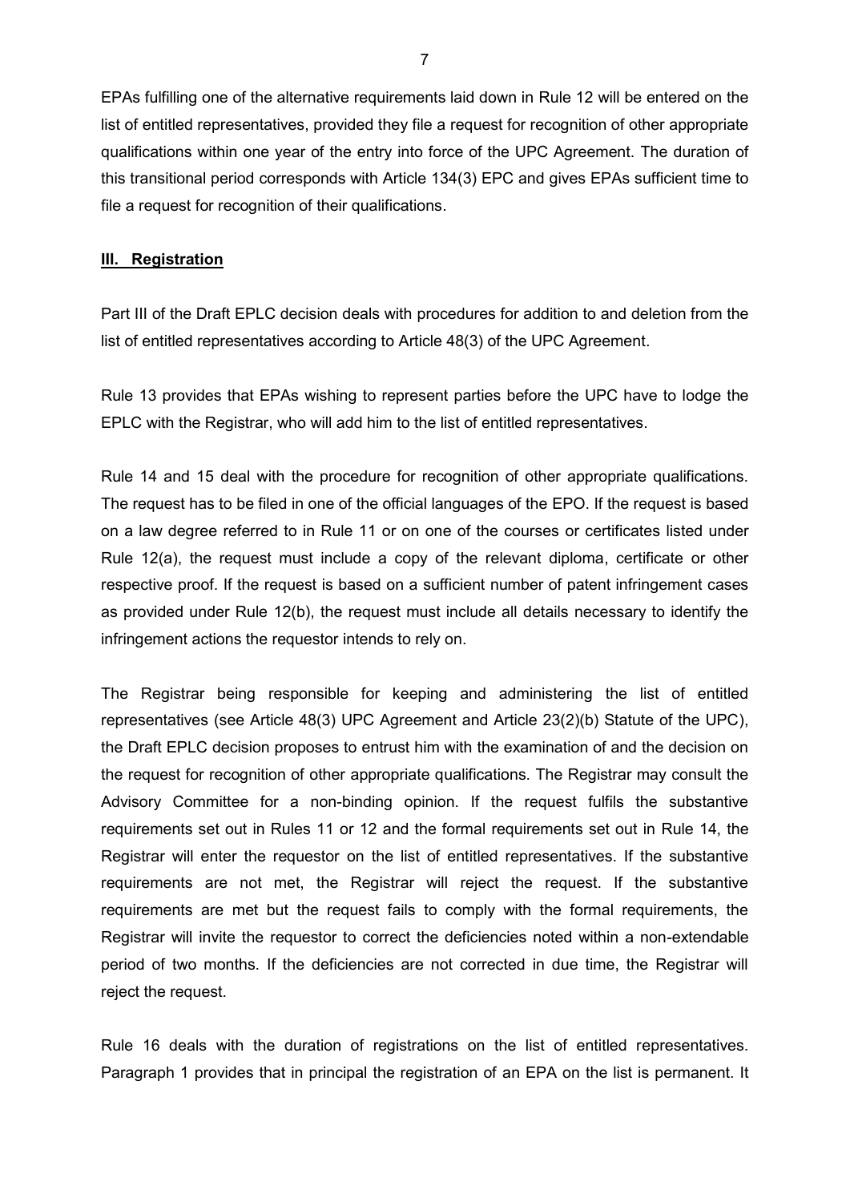EPAs fulfilling one of the alternative requirements laid down in Rule 12 will be entered on the list of entitled representatives, provided they file a request for recognition of other appropriate qualifications within one year of the entry into force of the UPC Agreement. The duration of this transitional period corresponds with Article 134(3) EPC and gives EPAs sufficient time to file a request for recognition of their qualifications.

## III. Registration

Part III of the Draft EPLC decision deals with procedures for addition to and deletion from the list of entitled representatives according to Article 48(3) of the UPC Agreement.

Rule 13 provides that EPAs wishing to represent parties before the UPC have to lodge the EPLC with the Registrar, who will add him to the list of entitled representatives.

Rule 14 and 15 deal with the procedure for recognition of other appropriate qualifications. The request has to be filed in one of the official languages of the EPO. If the request is based on a law degree referred to in Rule 11 or on one of the courses or certificates listed under Rule 12(a), the request must include a copy of the relevant diploma, certificate or other respective proof. If the request is based on a sufficient number of patent infringement cases as provided under Rule 12(b), the request must include all details necessary to identify the infringement actions the requestor intends to rely on.

The Registrar being responsible for keeping and administering the list of entitled representatives (see Article 48(3) UPC Agreement and Article 23(2)(b) Statute of the UPC), the Draft EPLC decision proposes to entrust him with the examination of and the decision on the request for recognition of other appropriate qualifications. The Registrar may consult the Advisory Committee for a non-binding opinion. If the request fulfils the substantive requirements set out in Rules 11 or 12 and the formal requirements set out in Rule 14, the Registrar will enter the requestor on the list of entitled representatives. If the substantive requirements are not met, the Registrar will reject the request. If the substantive requirements are met but the request fails to comply with the formal requirements, the Registrar will invite the requestor to correct the deficiencies noted within a non-extendable period of two months. If the deficiencies are not corrected in due time, the Registrar will reject the request.

Rule 16 deals with the duration of registrations on the list of entitled representatives. Paragraph 1 provides that in principal the registration of an EPA on the list is permanent. It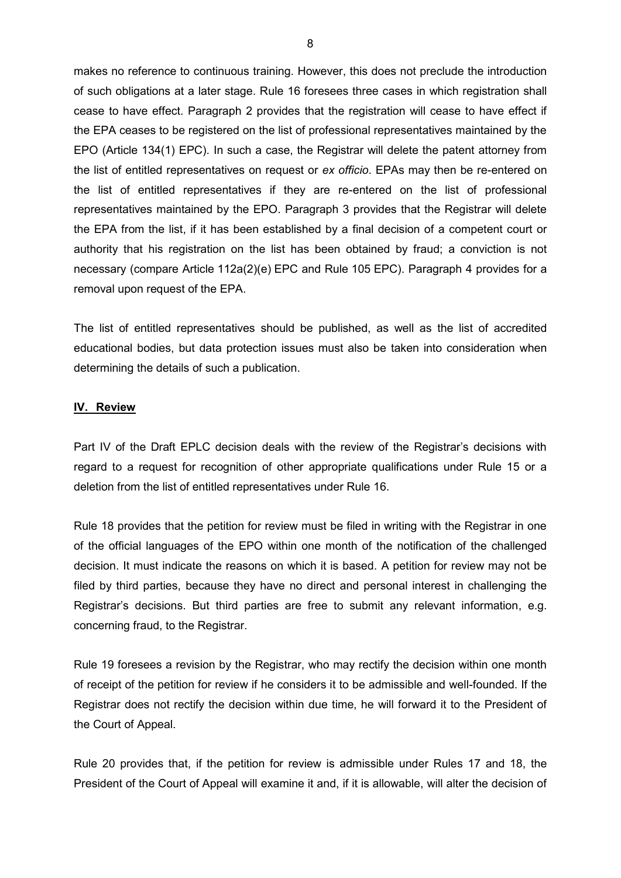makes no reference to continuous training. However, this does not preclude the introduction of such obligations at a later stage. Rule 16 foresees three cases in which registration shall cease to have effect. Paragraph 2 provides that the registration will cease to have effect if the EPA ceases to be registered on the list of professional representatives maintained by the EPO (Article 134(1) EPC). In such a case, the Registrar will delete the patent attorney from the list of entitled representatives on request or *ex officio*. EPAs may then be re-entered on the list of entitled representatives if they are re-entered on the list of professional representatives maintained by the EPO. Paragraph 3 provides that the Registrar will delete the EPA from the list, if it has been established by a final decision of a competent court or authority that his registration on the list has been obtained by fraud; a conviction is not necessary (compare Article 112a(2)(e) EPC and Rule 105 EPC). Paragraph 4 provides for a removal upon request of the EPA.

The list of entitled representatives should be published, as well as the list of accredited educational bodies, but data protection issues must also be taken into consideration when determining the details of such a publication.

## IV. Review

Part IV of the Draft EPLC decision deals with the review of the Registrar's decisions with regard to a request for recognition of other appropriate qualifications under Rule 15 or a deletion from the list of entitled representatives under Rule 16.

Rule 18 provides that the petition for review must be filed in writing with the Registrar in one of the official languages of the EPO within one month of the notification of the challenged decision. It must indicate the reasons on which it is based. A petition for review may not be filed by third parties, because they have no direct and personal interest in challenging the Registrar's decisions. But third parties are free to submit any relevant information, e.g. concerning fraud, to the Registrar.

Rule 19 foresees a revision by the Registrar, who may rectify the decision within one month of receipt of the petition for review if he considers it to be admissible and well-founded. If the Registrar does not rectify the decision within due time, he will forward it to the President of the Court of Appeal.

Rule 20 provides that, if the petition for review is admissible under Rules 17 and 18, the President of the Court of Appeal will examine it and, if it is allowable, will alter the decision of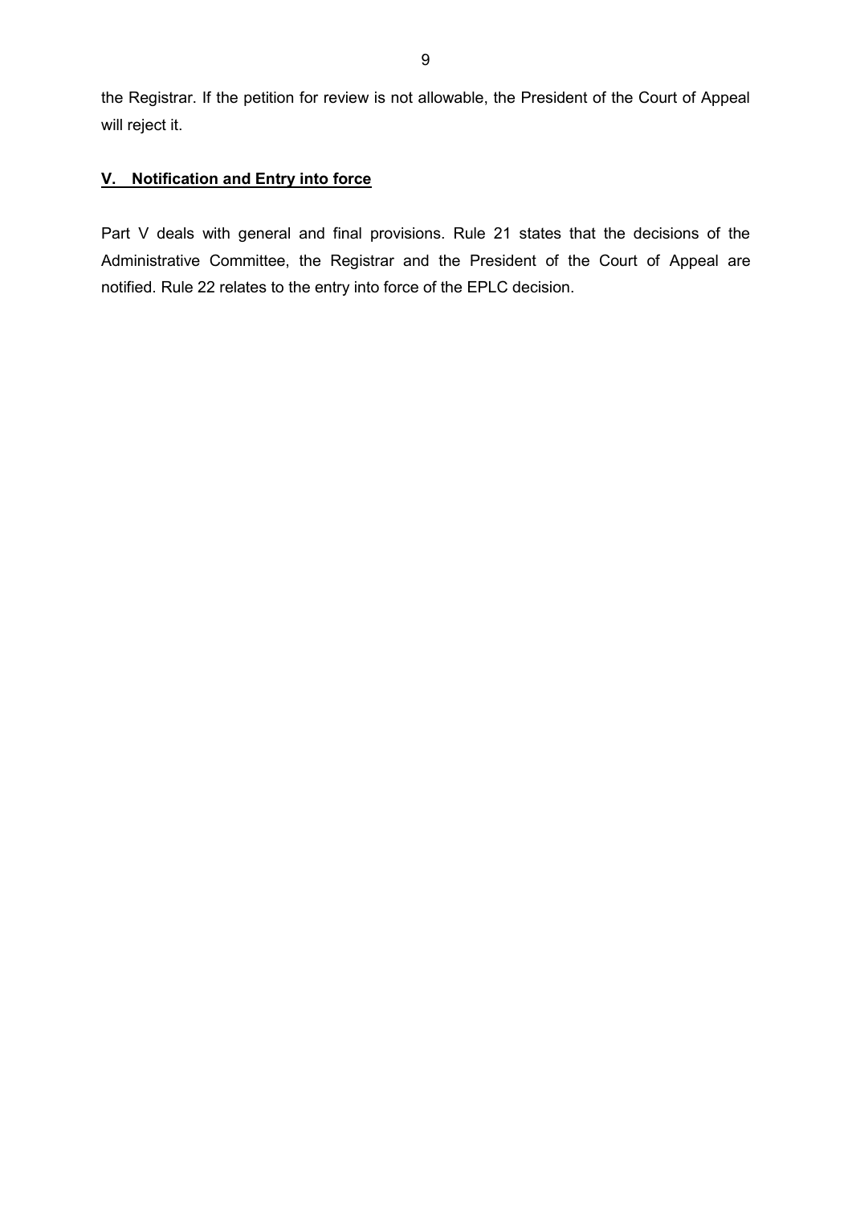the Registrar. If the petition for review is not allowable, the President of the Court of Appeal will reject it.

## **V. Notification and Entry into force**

Part V deals with general and final provisions. Rule 21 states that the decisions of the Administrative Committee, the Registrar and the President of the Court of Appeal are notified. Rule 22 relates to the entry into force of the EPLC decision.